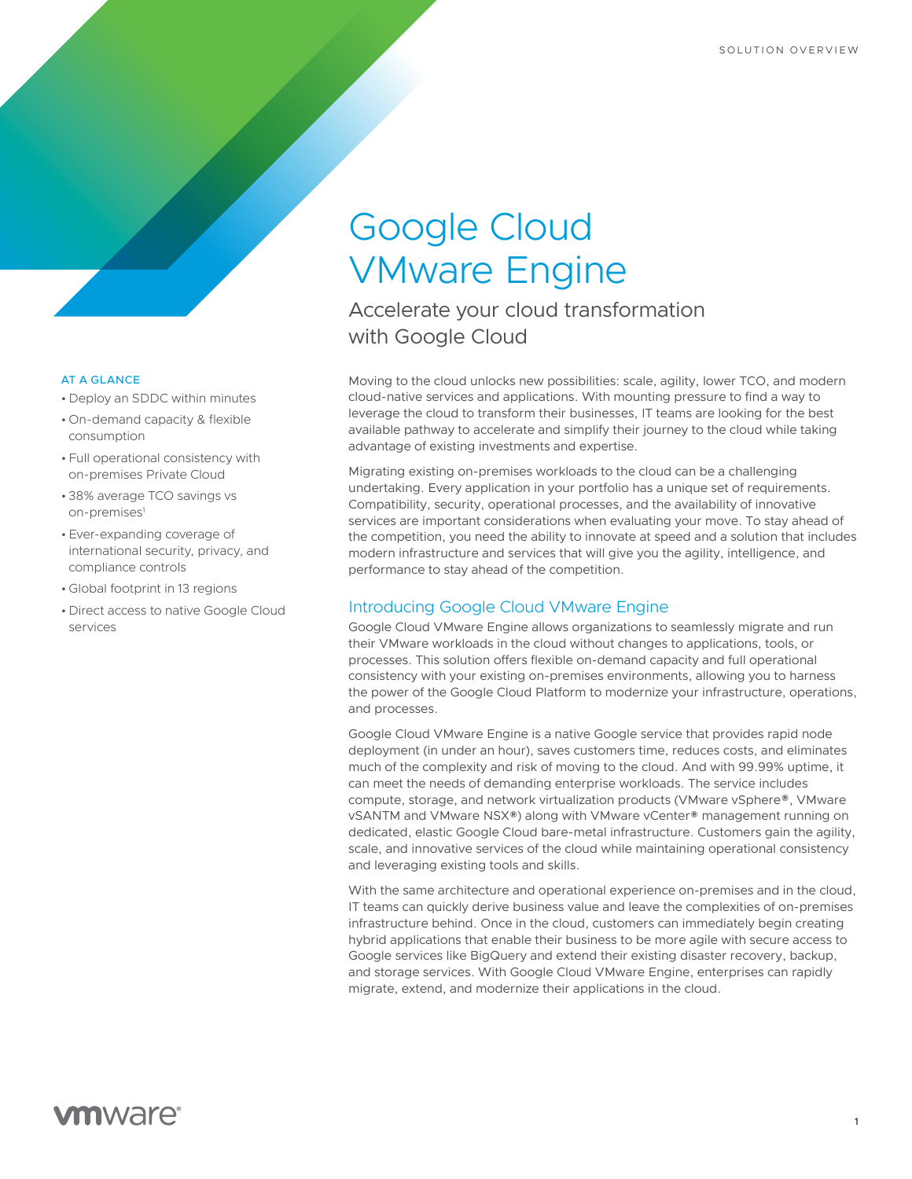SOLUTION OVERVIEW

# Google Cloud VMware Engine

## Accelerate your cloud transformation with Google Cloud

**AT A GLANCE**

- Deploy an SDDC within minutes
- On-demand capacity & flexible consumption
- Full operational consistency with on-premises Private Cloud
- 38% average TCO savings vs on-premises[1]
- Ever-expanding coverage of international security, privacy, and compliance controls
- Global footprint in 13 regions
- Direct access to native Google Cloud services

Moving to the cloud unlocks new possibilities: scale, agility, lower TCO, and modern cloud-native services and applications. With mounting pressure to find a way to leverage the cloud to transform their businesses, IT teams are looking for the best available pathway to accelerate and simplify their journey to the cloud while taking advantage of existing investments and expertise.

Migrating existing on-premises workloads to the cloud can be a challenging undertaking. Every application in your portfolio has a unique set of requirements. Compatibility, security, operational processes, and the availability of innovative services are important considerations when evaluating your move. To stay ahead of the competition, you need the ability to innovate at speed and a solution that includes modern infrastructure and services that will give you the agility, intelligence, and performance to stay ahead of the competition.

### Introducing Google Cloud VMware Engine

Google Cloud VMware Engine allows organizations to seamlessly migrate and run their VMware workloads in the cloud without changes to applications, tools, or processes. This solution offers flexible on-demand capacity and full operational consistency with your existing on-premises environments, allowing you to harness the power of the Google Cloud Platform to modernize your infrastructure, operations, and processes.

Google Cloud VMware Engine is a native Google service that provides rapid node deployment (in under an hour), saves customers time, reduces costs, and eliminates much of the complexity and risk of moving to the cloud. And with 99.99% uptime, it can meet the needs of demanding enterprise workloads. The service includes compute, storage, and network virtualization products (VMware vSphere®, VMware vSANTM and VMware NSX®) along with VMware vCenter® management running on dedicated, elastic Google Cloud bare-metal infrastructure. Customers gain the agility, scale, and innovative services of the cloud while maintaining operational consistency and leveraging existing tools and skills.

With the same architecture and operational experience on-premises and in the cloud, IT teams can quickly derive business value and leave the complexities of on-premises infrastructure behind. Once in the cloud, customers can immediately begin creating hybrid applications that enable their business to be more agile with secure access to Google services like BigQuery and extend their existing disaster recovery, backup, and storage services. With Google Cloud VMware Engine, enterprises can rapidly migrate, extend, and modernize their applications in the cloud.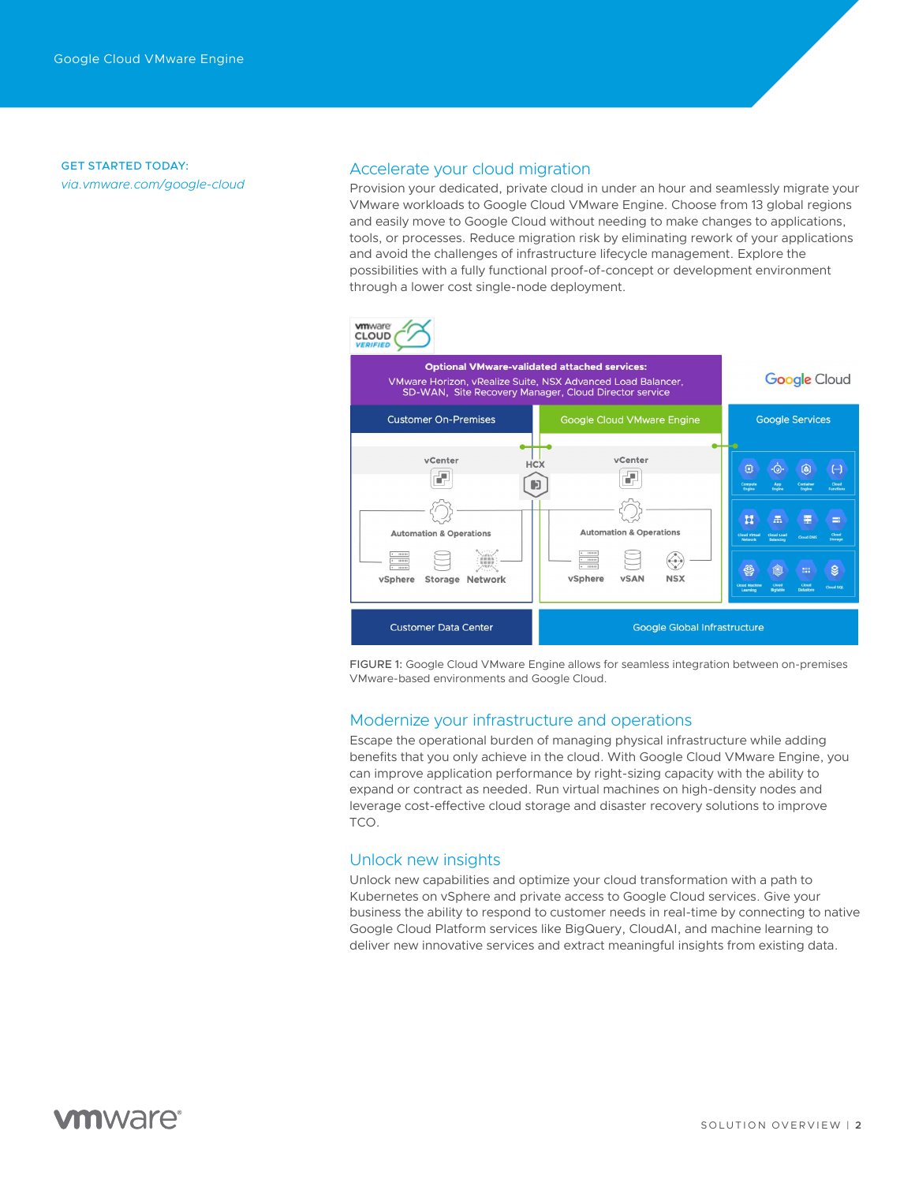GET STARTED TODAY:

*via.vmware.com/google-cloud*

## Accelerate your cloud migration

Provision your dedicated, private cloud in under an hour and seamlessly migrate your VMware workloads to Google Cloud VMware Engine. Choose from 13 global regions and easily move to Google Cloud without needing to make changes to applications, tools, or processes. Reduce migration risk by eliminating rework of your applications and avoid the challenges of infrastructure lifecycle management. Explore the possibilities with a fully functional proof-of-concept or development environment through a lower cost single-node deployment.

FIGURE 1: Google Cloud VMware Engine allows for seamless integration between on-premises VMware-based environments and Google Cloud.

## Modernize your infrastructure and operations

Escape the operational burden of managing physical infrastructure while adding benefits that you only achieve in the cloud. With Google Cloud VMware Engine, you can improve application performance by right-sizing capacity with the ability to expand or contract as needed. Run virtual machines on high-density nodes and leverage cost-effective cloud storage and disaster recovery solutions to improve TCO.

## Unlock new insights

Unlock new capabilities and optimize your cloud transformation with a path to Kubernetes on vSphere and private access to Google Cloud services. Give your business the ability to respond to customer needs in real-time by connecting to native Google Cloud Platform services like BigQuery, CloudAI, and machine learning to deliver new innovative services and extract meaningful insights from existing data.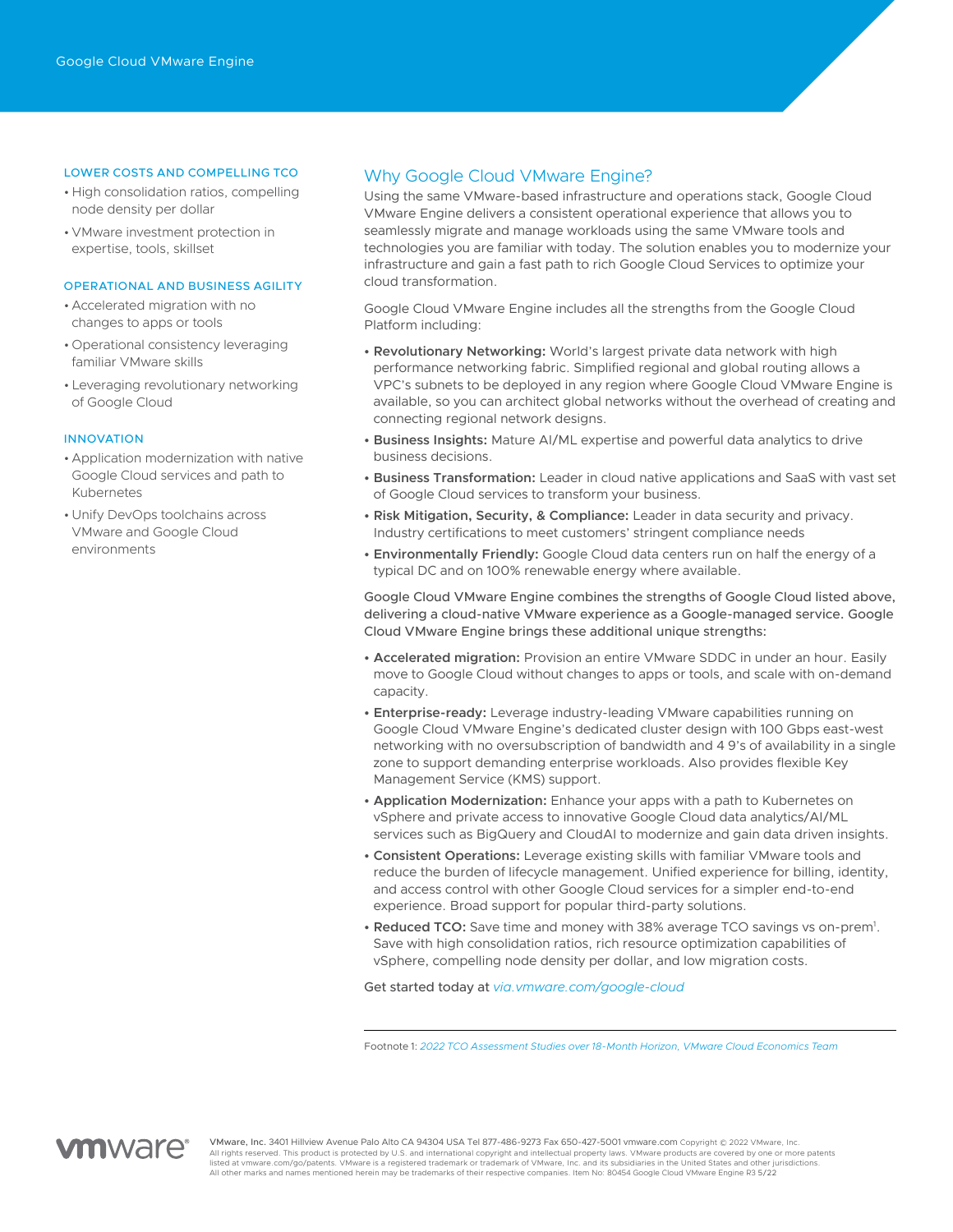### LOWER COSTS AND COMPELLING TCO

- High consolidation ratios, compelling node density per dollar
- VMware investment protection in expertise, tools, skillset

### OPERATIONAL AND BUSINESS AGILITY

- Accelerated migration with no changes to apps or tools
- Operational consistency leveraging familiar VMware skills
- Leveraging revolutionary networking of Google Cloud

### INNOVATION

- Application modernization with native Google Cloud services and path to Kubernetes
- Unify DevOps toolchains across VMware and Google Cloud environments

## Why Google Cloud VMware Engine?

Using the same VMware-based infrastructure and operations stack, Google Cloud VMware Engine delivers a consistent operational experience that allows you to seamlessly migrate and manage workloads using the same VMware tools and technologies you are familiar with today. The solution enables you to modernize your infrastructure and gain a fast path to rich Google Cloud Services to optimize your cloud transformation.

Google Cloud VMware Engine includes all the strengths from the Google Cloud Platform including:

- **Revolutionary Networking:** World's largest private data network with high performance networking fabric. Simplified regional and global routing allows a VPC's subnets to be deployed in any region where Google Cloud VMware Engine is available, so you can architect global networks without the overhead of creating and connecting regional network designs.
- **Business Insights:** Mature AI/ML expertise and powerful data analytics to drive business decisions.
- **Business Transformation:** Leader in cloud native applications and SaaS with vast set of Google Cloud services to transform your business.
- **Risk Mitigation, Security, & Compliance:** Leader in data security and privacy. Industry certifications to meet customers' stringent compliance needs
- **Environmentally Friendly:** Google Cloud data centers run on half the energy of a typical DC and on 100% renewable energy where available.

Google Cloud VMware Engine combines the strengths of Google Cloud listed above, delivering a cloud-native VMware experience as a Google-managed service. Google Cloud VMware Engine brings these additional unique strengths:

- **Accelerated migration:** Provision an entire VMware SDDC in under an hour. Easily move to Google Cloud without changes to apps or tools, and scale with on-demand capacity.
- **Enterprise-ready:** Leverage industry-leading VMware capabilities running on Google Cloud VMware Engine's dedicated cluster design with 100 Gbps east-west networking with no oversubscription of bandwidth and 4 9's of availability in a single zone to support demanding enterprise workloads. Also provides flexible Key Management Service (KMS) support.
- **Application Modernization:** Enhance your apps with a path to Kubernetes on vSphere and private access to innovative Google Cloud data analytics/AI/ML services such as BigQuery and CloudAI to modernize and gain data driven insights.
- **Consistent Operations:** Leverage existing skills with familiar VMware tools and reduce the burden of lifecycle management. Unified experience for billing, identity, and access control with other Google Cloud services for a simpler end-to-end experience. Broad support for popular third-party solutions.
- **Reduced TCO:** Save time and money with 38% average TCO savings vs on-prem[1]. Save with high consolidation ratios, rich resource optimization capabilities of vSphere, compelling node density per dollar, and low migration costs.

Get started today at *via.vmware.com/google-cloud*

---

Footnote 1: *2022 TCO Assessment Studies over 18-Month Horizon, VMware Cloud Economics Team*

VMware, Inc. 3401 Hillview Avenue Palo Alto CA 94304 USA Tel 877-486-9273 Fax 650-427-5001 vmware.com Copyright © 2022 VMware, Inc. All rights reserved. This product is protected by U.S. and international copyright and intellectual property laws. VMware products are covered by one or more patents listed at vmware.com/go/patents. VMware is a registered trademark or trademark of VMware, Inc. and its subsidiaries in the United States and other jurisdictions. All other marks and names mentioned herein may be trademarks of their respective companies. Item No: 80454 Google Cloud VMware Engine R3 5/22